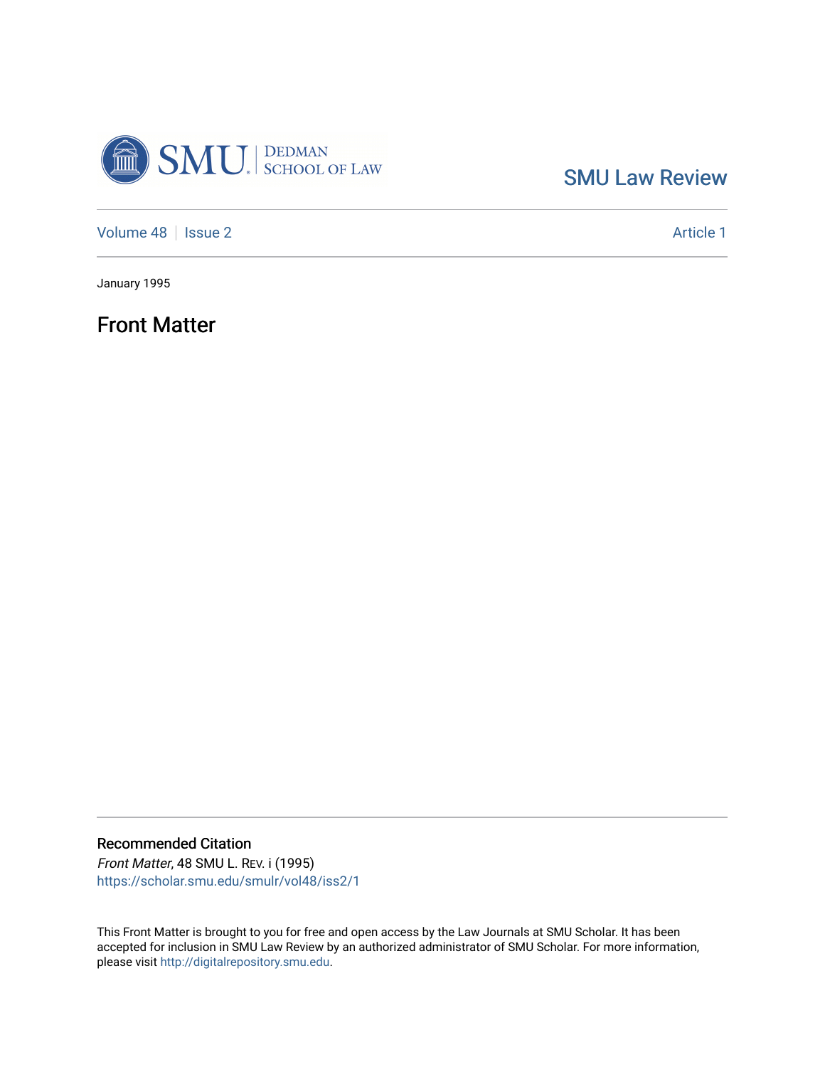SMU | DEDMAN SCHOOL OF LAW

SMU Law Review

Volume 48 | Issue 2 — Article 1

January 1995

# Front Matter

## Recommended Citation

*Front Matter*, 48 SMU L. Rev. i (1995)
https://scholar.smu.edu/smulr/vol48/iss2/1

This Front Matter is brought to you for free and open access by the Law Journals at SMU Scholar. It has been accepted for inclusion in SMU Law Review by an authorized administrator of SMU Scholar. For more information, please visit http://digitalrepository.smu.edu.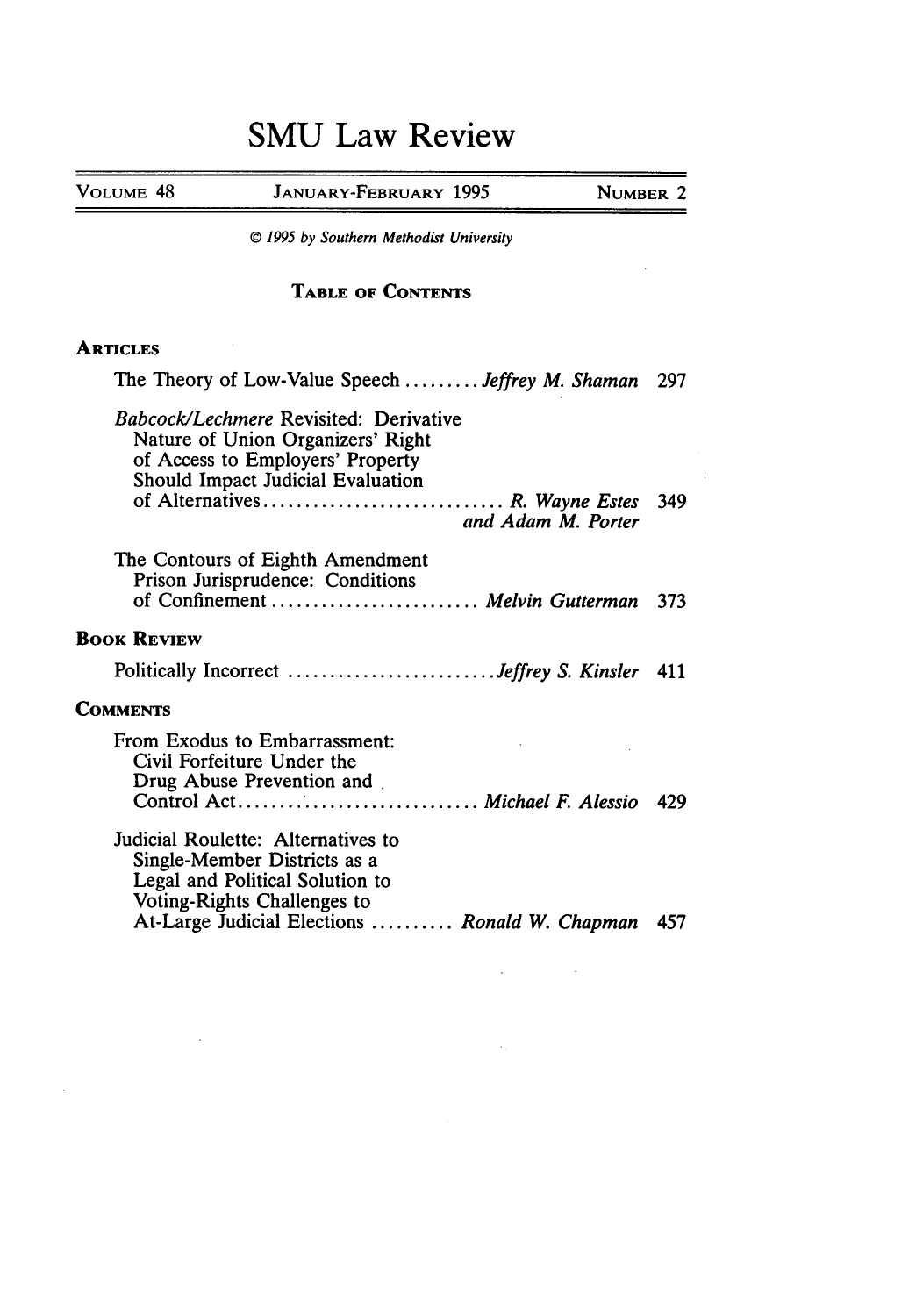# SMU Law Review

| VOLUME 48 | JANUARY-FEBRUARY 1995 | NUMBER 2 |
|---|---|---|

© *1995 by Southern Methodist University*

## TABLE OF CONTENTS

### ARTICLES

The Theory of Low-Value Speech ......... *Jeffrey M. Shaman* 297

*Babcock/Lechmere* Revisited: Derivative Nature of Union Organizers' Right of Access to Employers' Property Should Impact Judicial Evaluation of Alternatives ............................. *R. Wayne Estes and Adam M. Porter* 349

The Contours of Eighth Amendment Prison Jurisprudence: Conditions of Confinement ......................... *Melvin Gutterman* 373

### BOOK REVIEW

Politically Incorrect ......................... *Jeffrey S. Kinsler* 411

### COMMENTS

From Exodus to Embarrassment: Civil Forfeiture Under the Drug Abuse Prevention and Control Act............................. *Michael F. Alessio* 429

Judicial Roulette: Alternatives to Single-Member Districts as a Legal and Political Solution to Voting-Rights Challenges to At-Large Judicial Elections .......... *Ronald W. Chapman* 457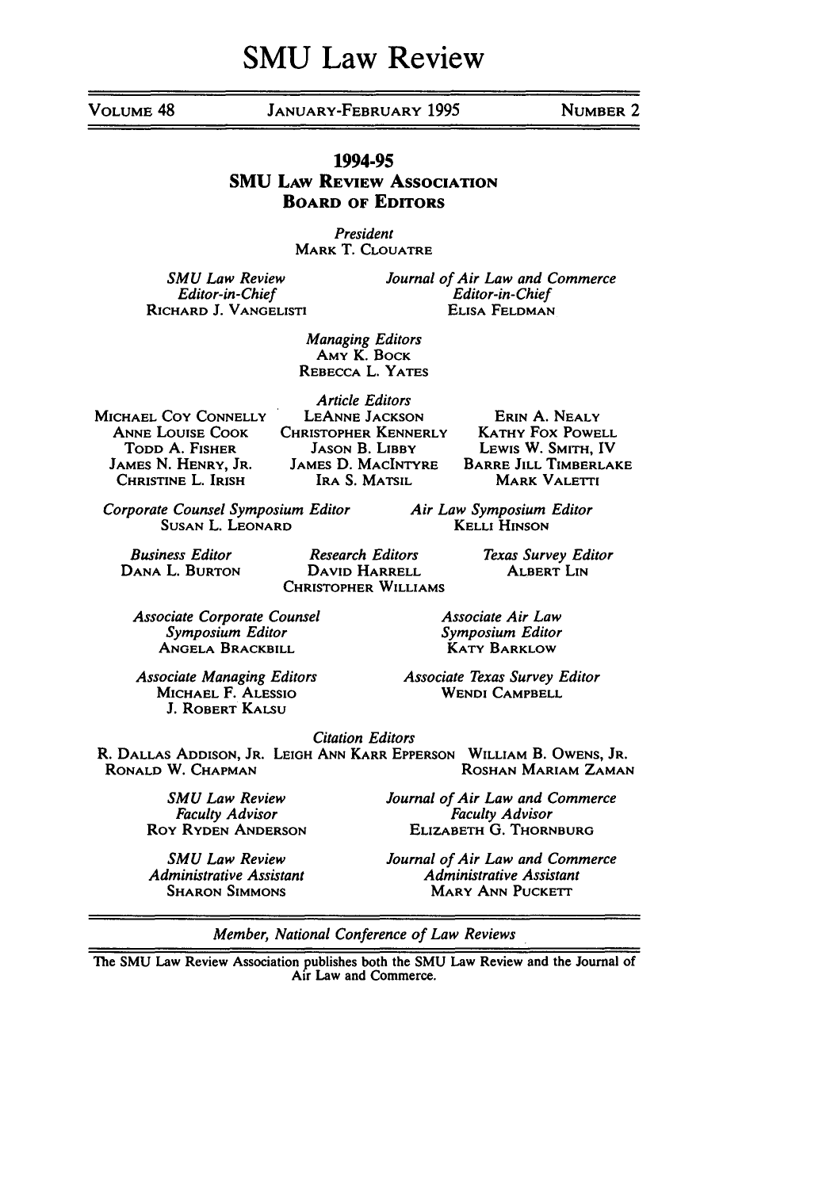# SMU Law Review

VOLUME 48 | JANUARY-FEBRUARY 1995 | NUMBER 2

## 1994-95
## SMU LAW REVIEW ASSOCIATION
## BOARD OF EDITORS

*President*
MARK T. CLOUATRE

*SMU Law Review Editor-in-Chief*
RICHARD J. VANGELISTI

*Journal of Air Law and Commerce Editor-in-Chief*
ELISA FELDMAN

*Managing Editors*
AMY K. BOCK
REBECCA L. YATES

*Article Editors*
MICHAEL COY CONNELLY
ANNE LOUISE COOK
TODD A. FISHER
JAMES N. HENRY, JR.
CHRISTINE L. IRISH
LEANNE JACKSON
CHRISTOPHER KENNERLY
JASON B. LIBBY
JAMES D. MACINTYRE
IRA S. MATSIL
ERIN A. NEALY
KATHY FOX POWELL
LEWIS W. SMITH, IV
BARRE JILL TIMBERLAKE
MARK VALETTI

*Corporate Counsel Symposium Editor*
SUSAN L. LEONARD

*Air Law Symposium Editor*
KELLI HINSON

*Business Editor*
DANA L. BURTON

*Research Editors*
DAVID HARRELL
CHRISTOPHER WILLIAMS

*Texas Survey Editor*
ALBERT LIN

*Associate Corporate Counsel Symposium Editor*
ANGELA BRACKBILL

*Associate Air Law Symposium Editor*
KATY BARKLOW

*Associate Managing Editors*
MICHAEL F. ALESSIO
J. ROBERT KALSU

*Associate Texas Survey Editor*
WENDI CAMPBELL

*Citation Editors*
R. DALLAS ADDISON, JR.
RONALD W. CHAPMAN
LEIGH ANN KARR EPPERSON
WILLIAM B. OWENS, JR.
ROSHAN MARIAM ZAMAN

*SMU Law Review Faculty Advisor*
ROY RYDEN ANDERSON

*Journal of Air Law and Commerce Faculty Advisor*
ELIZABETH G. THORNBURG

*SMU Law Review Administrative Assistant*
SHARON SIMMONS

*Journal of Air Law and Commerce Administrative Assistant*
MARY ANN PUCKETT

*Member, National Conference of Law Reviews*

The SMU Law Review Association publishes both the SMU Law Review and the Journal of Air Law and Commerce.